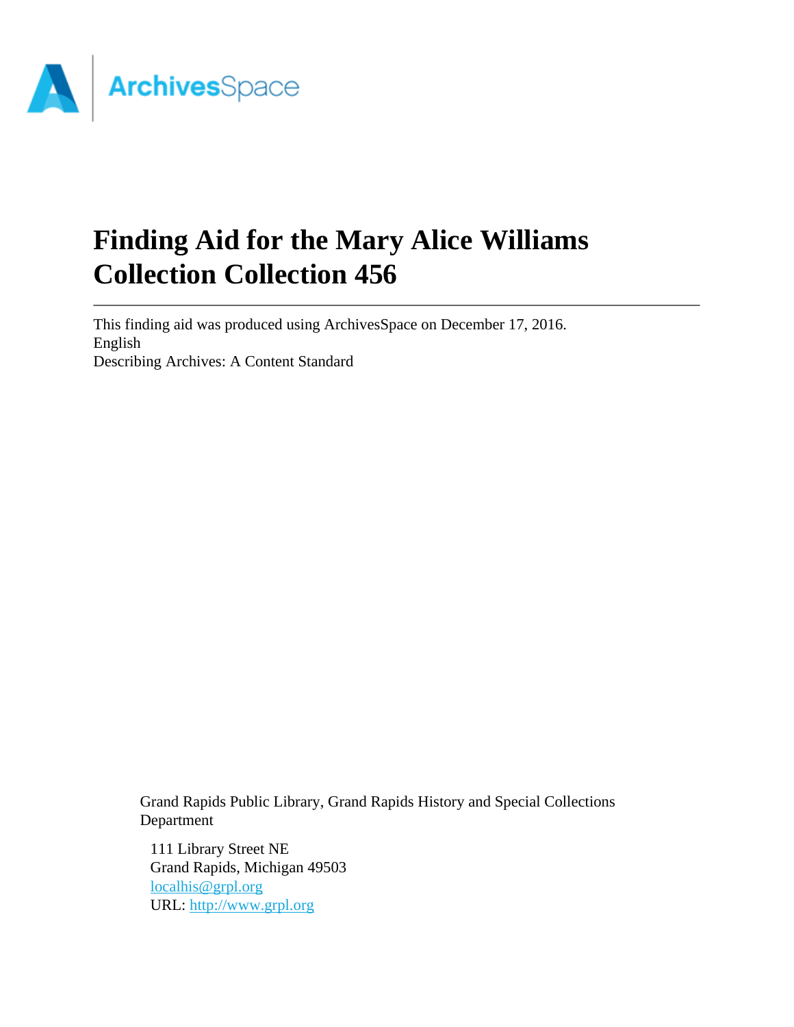ArchivesSpace

# Finding Aid for the Mary Alice Williams Collection Collection 456

This finding aid was produced using ArchivesSpace on December 17, 2016.
English
Describing Archives: A Content Standard

Grand Rapids Public Library, Grand Rapids History and Special Collections Department

111 Library Street NE
Grand Rapids, Michigan 49503
[localhis@grpl.org](mailto:localhis@grpl.org)
URL: [http://www.grpl.org](http://www.grpl.org)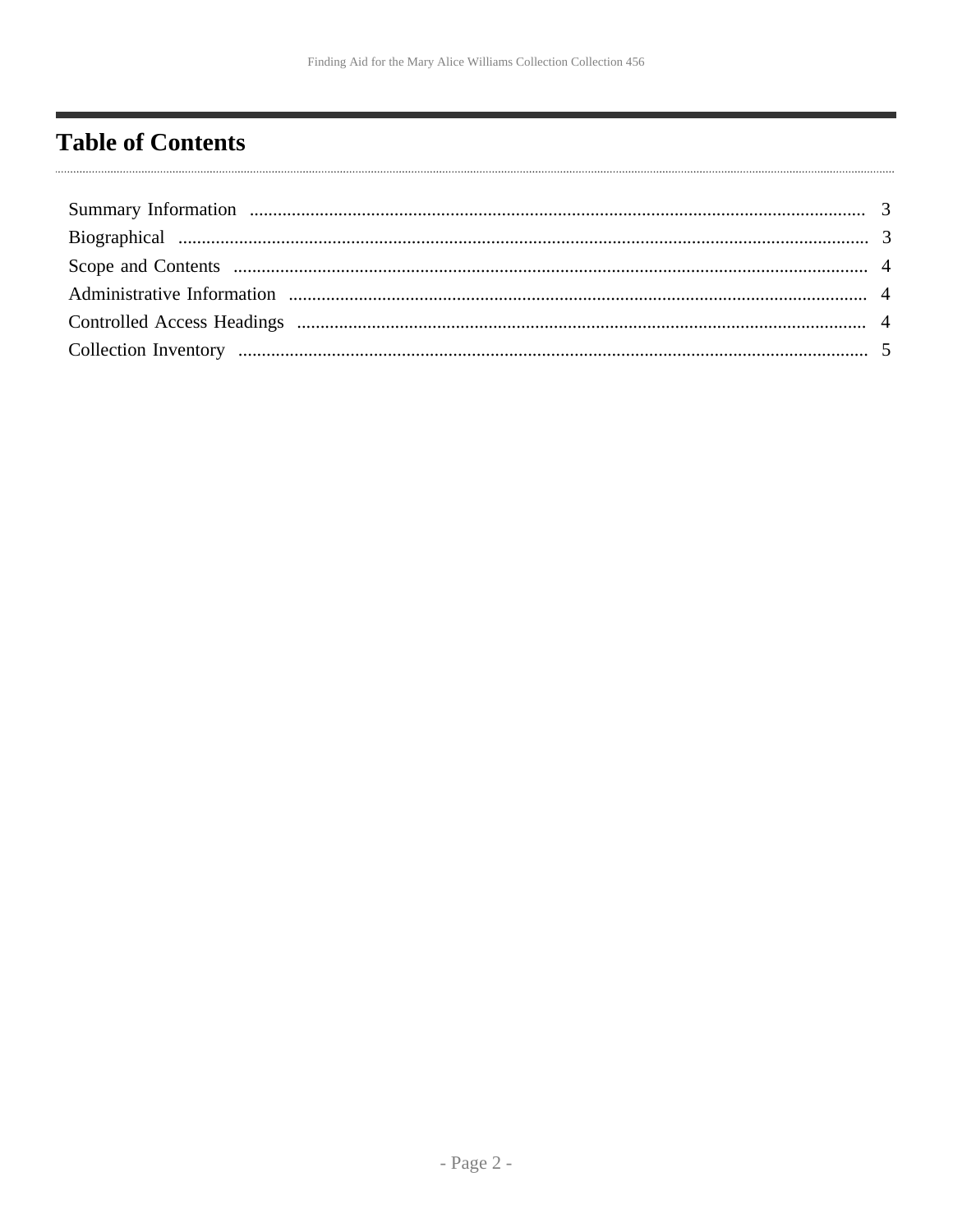# Table of Contents

Summary Information ........................................................................................................................ 3

Biographical ..................................................................................................................................... 3

Scope and Contents ......................................................................................................................... 4

Administrative Information .............................................................................................................. 4

Controlled Access Headings ........................................................................................................... 4

Collection Inventory ........................................................................................................................ 5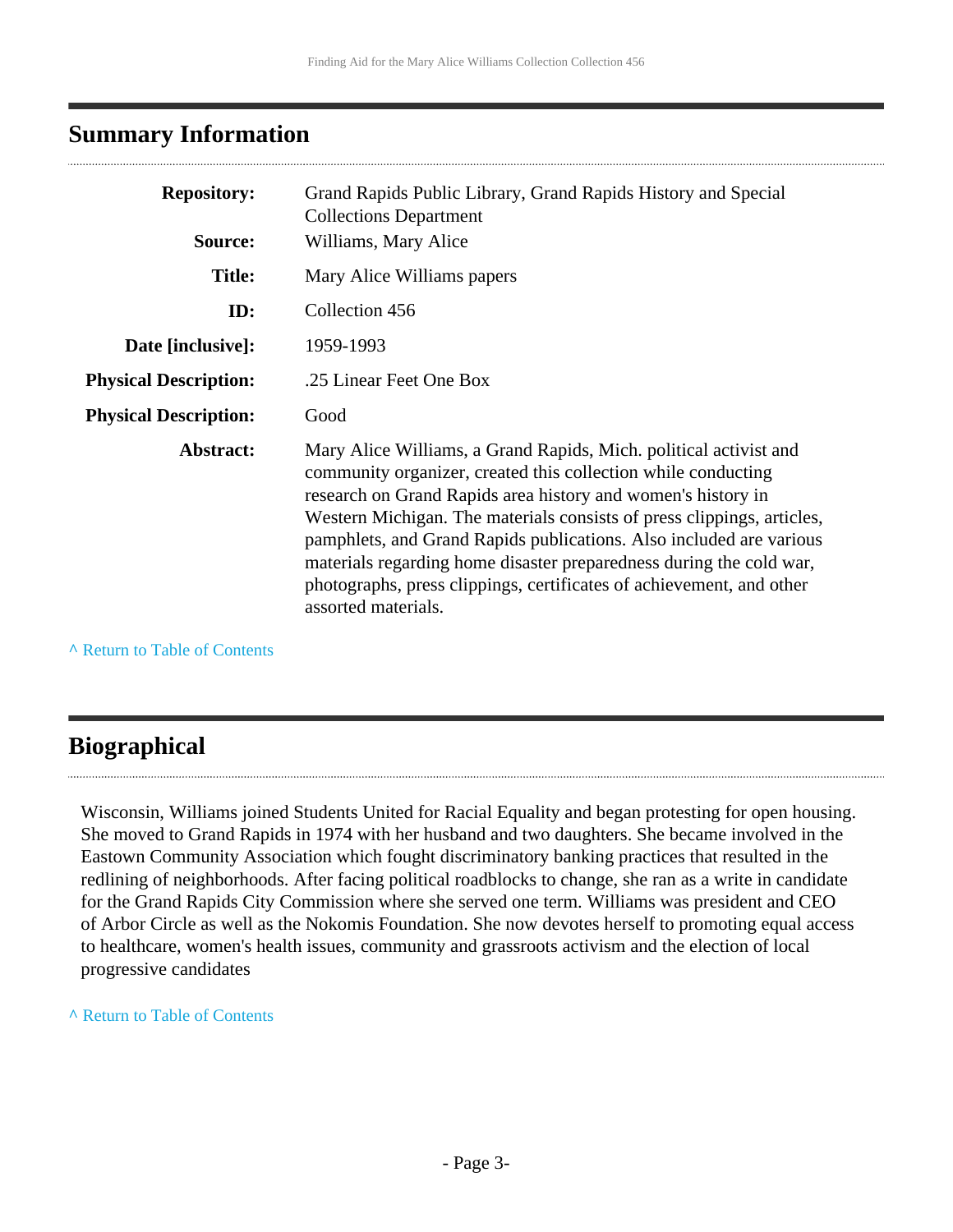## Summary Information

| | |
|---|---|
| **Repository:** | Grand Rapids Public Library, Grand Rapids History and Special Collections Department |
| **Source:** | Williams, Mary Alice |
| **Title:** | Mary Alice Williams papers |
| **ID:** | Collection 456 |
| **Date [inclusive]:** | 1959-1993 |
| **Physical Description:** | .25 Linear Feet One Box |
| **Physical Description:** | Good |
| **Abstract:** | Mary Alice Williams, a Grand Rapids, Mich. political activist and community organizer, created this collection while conducting research on Grand Rapids area history and women's history in Western Michigan. The materials consists of press clippings, articles, pamphlets, and Grand Rapids publications. Also included are various materials regarding home disaster preparedness during the cold war, photographs, press clippings, certificates of achievement, and other assorted materials. |

^ Return to Table of Contents

## Biographical

Wisconsin, Williams joined Students United for Racial Equality and began protesting for open housing. She moved to Grand Rapids in 1974 with her husband and two daughters. She became involved in the Eastown Community Association which fought discriminatory banking practices that resulted in the redlining of neighborhoods. After facing political roadblocks to change, she ran as a write in candidate for the Grand Rapids City Commission where she served one term. Williams was president and CEO of Arbor Circle as well as the Nokomis Foundation. She now devotes herself to promoting equal access to healthcare, women's health issues, community and grassroots activism and the election of local progressive candidates

^ Return to Table of Contents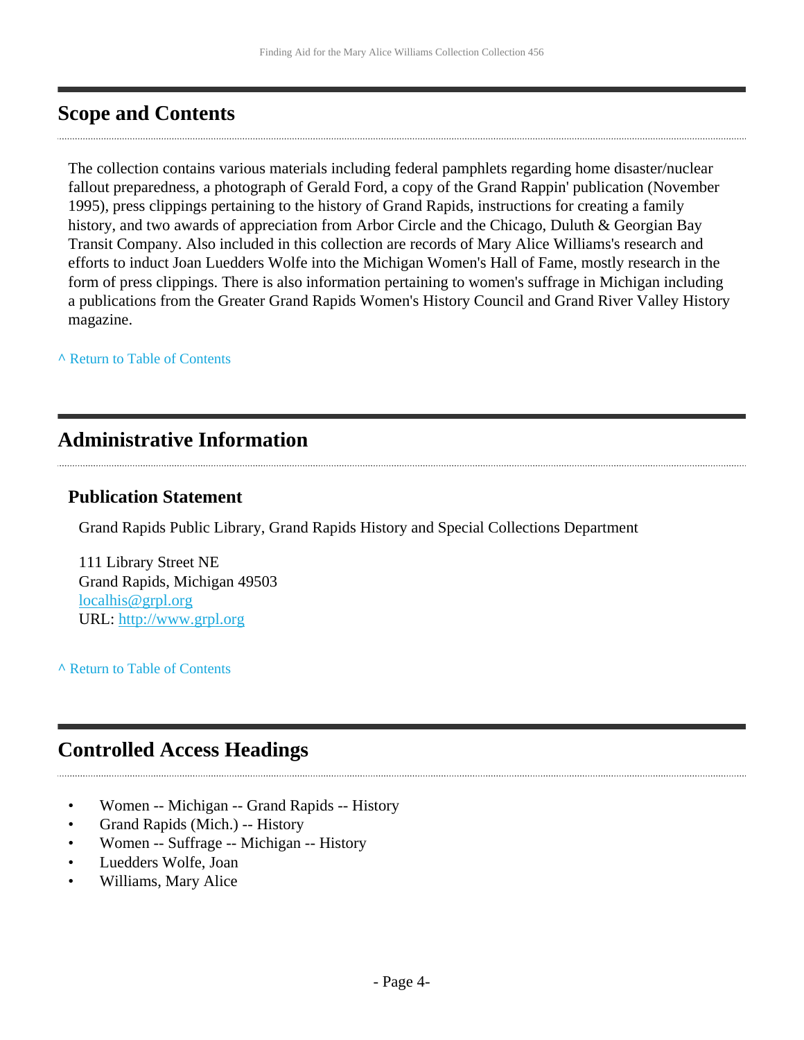## Scope and Contents

The collection contains various materials including federal pamphlets regarding home disaster/nuclear fallout preparedness, a photograph of Gerald Ford, a copy of the Grand Rappin' publication (November 1995), press clippings pertaining to the history of Grand Rapids, instructions for creating a family history, and two awards of appreciation from Arbor Circle and the Chicago, Duluth & Georgian Bay Transit Company. Also included in this collection are records of Mary Alice Williams's research and efforts to induct Joan Luedders Wolfe into the Michigan Women's Hall of Fame, mostly research in the form of press clippings. There is also information pertaining to women's suffrage in Michigan including a publications from the Greater Grand Rapids Women's History Council and Grand River Valley History magazine.

^ Return to Table of Contents

## Administrative Information

### Publication Statement

Grand Rapids Public Library, Grand Rapids History and Special Collections Department

111 Library Street NE
Grand Rapids, Michigan 49503
localhis@grpl.org
URL: http://www.grpl.org

^ Return to Table of Contents

## Controlled Access Headings

- Women -- Michigan -- Grand Rapids -- History
- Grand Rapids (Mich.) -- History
- Women -- Suffrage -- Michigan -- History
- Luedders Wolfe, Joan
- Williams, Mary Alice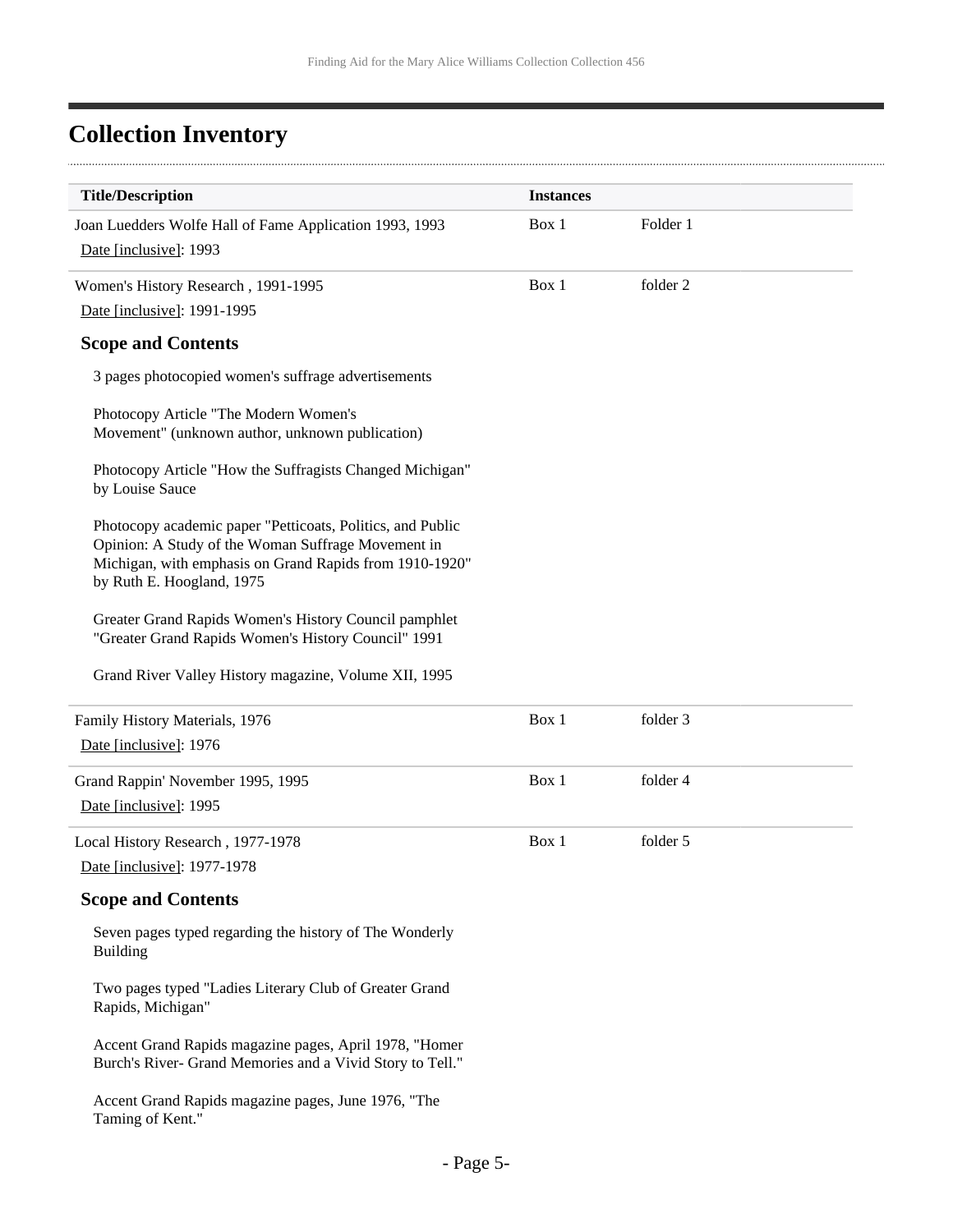## Collection Inventory

| Title/Description | Instances | |
|---|---|---|
| Joan Luedders Wolfe Hall of Fame Application 1993, 1993<br>Date [inclusive]: 1993 | Box 1 | Folder 1 |
| Women's History Research , 1991-1995<br>Date [inclusive]: 1991-1995 | Box 1 | folder 2 |

### Scope and Contents

3 pages photocopied women's suffrage advertisements

Photocopy Article "The Modern Women's Movement" (unknown author, unknown publication)

Photocopy Article "How the Suffragists Changed Michigan" by Louise Sauce

Photocopy academic paper "Petticoats, Politics, and Public Opinion: A Study of the Woman Suffrage Movement in Michigan, with emphasis on Grand Rapids from 1910-1920" by Ruth E. Hoogland, 1975

Greater Grand Rapids Women's History Council pamphlet "Greater Grand Rapids Women's History Council" 1991

Grand River Valley History magazine, Volume XII, 1995

| Title/Description | Instances | |
|---|---|---|
| Family History Materials, 1976<br>Date [inclusive]: 1976 | Box 1 | folder 3 |
| Grand Rappin' November 1995, 1995<br>Date [inclusive]: 1995 | Box 1 | folder 4 |
| Local History Research , 1977-1978<br>Date [inclusive]: 1977-1978 | Box 1 | folder 5 |

### Scope and Contents

Seven pages typed regarding the history of The Wonderly Building

Two pages typed "Ladies Literary Club of Greater Grand Rapids, Michigan"

Accent Grand Rapids magazine pages, April 1978, "Homer Burch's River- Grand Memories and a Vivid Story to Tell."

Accent Grand Rapids magazine pages, June 1976, "The Taming of Kent."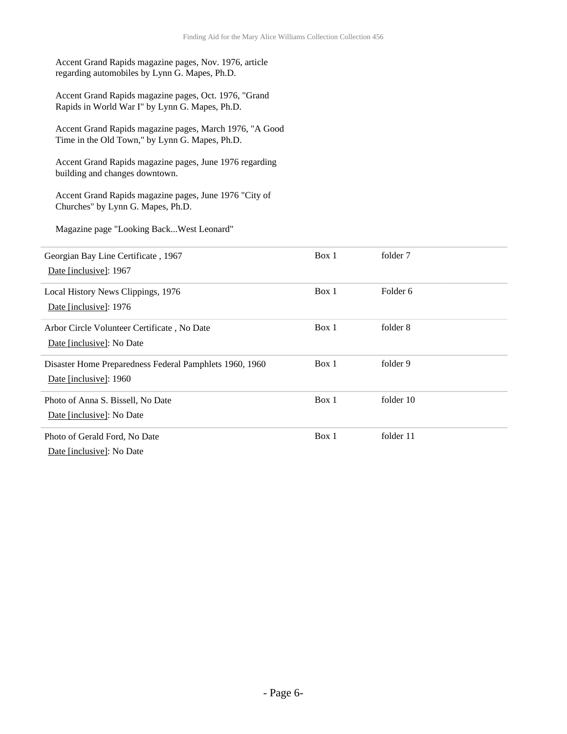Accent Grand Rapids magazine pages, Nov. 1976, article regarding automobiles by Lynn G. Mapes, Ph.D.

Accent Grand Rapids magazine pages, Oct. 1976, "Grand Rapids in World War I" by Lynn G. Mapes, Ph.D.

Accent Grand Rapids magazine pages, March 1976, "A Good Time in the Old Town," by Lynn G. Mapes, Ph.D.

Accent Grand Rapids magazine pages, June 1976 regarding building and changes downtown.

Accent Grand Rapids magazine pages, June 1976 "City of Churches" by Lynn G. Mapes, Ph.D.

Magazine page "Looking Back...West Leonard"

| | | |
|---|---|---|
| Georgian Bay Line Certificate , 1967<br>Date [inclusive]: 1967 | Box 1 | folder 7 |
| Local History News Clippings, 1976<br>Date [inclusive]: 1976 | Box 1 | Folder 6 |
| Arbor Circle Volunteer Certificate , No Date<br>Date [inclusive]: No Date | Box 1 | folder 8 |
| Disaster Home Preparedness Federal Pamphlets 1960, 1960<br>Date [inclusive]: 1960 | Box 1 | folder 9 |
| Photo of Anna S. Bissell, No Date<br>Date [inclusive]: No Date | Box 1 | folder 10 |
| Photo of Gerald Ford, No Date<br>Date [inclusive]: No Date | Box 1 | folder 11 |